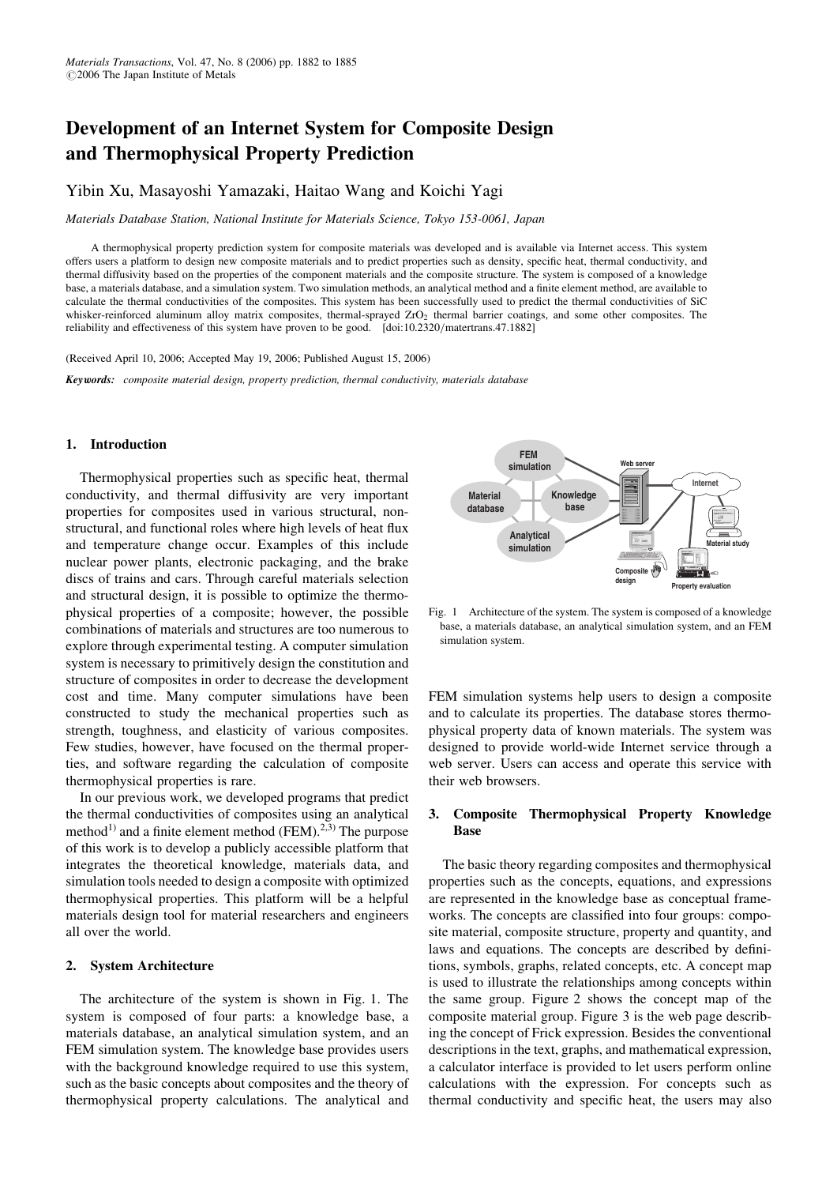# Development of an Internet System for Composite Design and Thermophysical Property Prediction

Yibin Xu, Masayoshi Yamazaki, Haitao Wang and Koichi Yagi

*Materials Database Station, National Institute for Materials Science, Tokyo 153-0061, Japan*

A thermophysical property prediction system for composite materials was developed and is available via Internet access. This system offers users a platform to design new composite materials and to predict properties such as density, specific heat, thermal conductivity, and thermal diffusivity based on the properties of the component materials and the composite structure. The system is composed of a knowledge base, a materials database, and a simulation system. Two simulation methods, an analytical method and a finite element method, are available to calculate the thermal conductivities of the composites. This system has been successfully used to predict the thermal conductivities of SiC whisker-reinforced aluminum alloy matrix composites, thermal-sprayed $ZrO_2$ thermal barrier coatings, and some other composites. The reliability and effectiveness of this system have proven to be good. [doi:10.2320/matertrans.47.1882]

(Received April 10, 2006; Accepted May 19, 2006; Published August 15, 2006)

***Keywords:*** *composite material design, property prediction, thermal conductivity, materials database*

## 1. Introduction

Thermophysical properties such as specific heat, thermal conductivity, and thermal diffusivity are very important properties for composites used in various structural, non-structural, and functional roles where high levels of heat flux and temperature change occur. Examples of this include nuclear power plants, electronic packaging, and the brake discs of trains and cars. Through careful materials selection and structural design, it is possible to optimize the thermophysical properties of a composite; however, the possible combinations of materials and structures are too numerous to explore through experimental testing. A computer simulation system is necessary to primitively design the constitution and structure of composites in order to decrease the development cost and time. Many computer simulations have been constructed to study the mechanical properties such as strength, toughness, and elasticity of various composites. Few studies, however, have focused on the thermal properties, and software regarding the calculation of composite thermophysical properties is rare.

In our previous work, we developed programs that predict the thermal conductivities of composites using an analytical method[1] and a finite element method (FEM).[2,3] The purpose of this work is to develop a publicly accessible platform that integrates the theoretical knowledge, materials data, and simulation tools needed to design a composite with optimized thermophysical properties. This platform will be a helpful materials design tool for material researchers and engineers all over the world.

## 2. System Architecture

The architecture of the system is shown in Fig. 1. The system is composed of four parts: a knowledge base, a materials database, an analytical simulation system, and an FEM simulation system. The knowledge base provides users with the background knowledge required to use this system, such as the basic concepts about composites and the theory of thermophysical property calculations. The analytical and FEM simulation systems help users to design a composite and to calculate its properties. The database stores thermophysical property data of known materials. The system was designed to provide world-wide Internet service through a web server. Users can access and operate this service with their web browsers.

Fig. 1 Architecture of the system. The system is composed of a knowledge base, a materials database, an analytical simulation system, and an FEM simulation system.

## 3. Composite Thermophysical Property Knowledge Base

The basic theory regarding composites and thermophysical properties such as the concepts, equations, and expressions are represented in the knowledge base as conceptual frameworks. The concepts are classified into four groups: composite material, composite structure, property and quantity, and laws and equations. The concepts are described by definitions, symbols, graphs, related concepts, etc. A concept map is used to illustrate the relationships among concepts within the same group. Figure 2 shows the concept map of the composite material group. Figure 3 is the web page describing the concept of Frick expression. Besides the conventional descriptions in the text, graphs, and mathematical expression, a calculator interface is provided to let users perform online calculations with the expression. For concepts such as thermal conductivity and specific heat, the users may also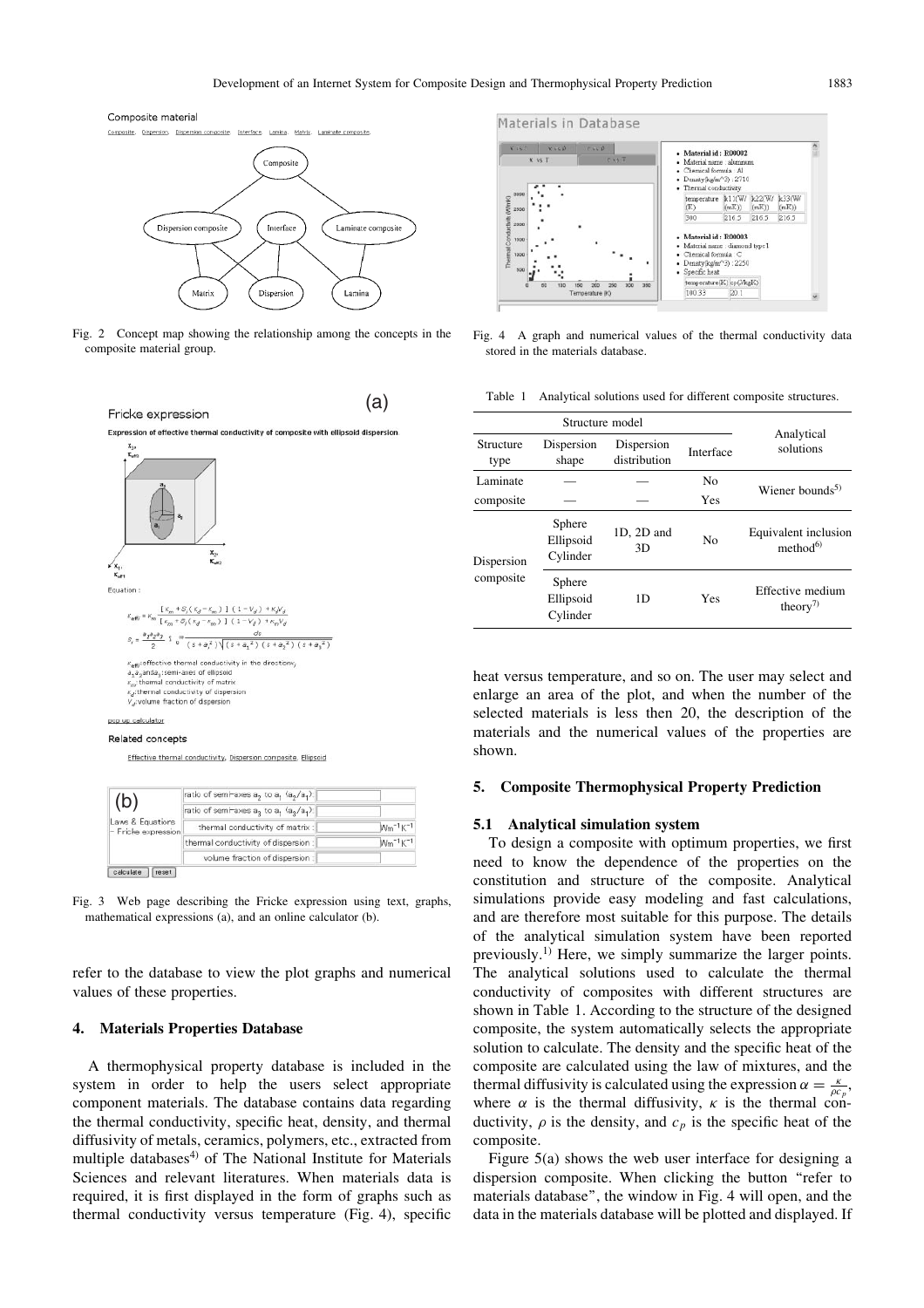Fig. 2 Concept map showing the relationship among the concepts in the composite material group.

Fig. 3 Web page describing the Fricke expression using text, graphs, mathematical expressions (a), and an online calculator (b).

refer to the database to view the plot graphs and numerical values of these properties.

## 4. Materials Properties Database

A thermophysical property database is included in the system in order to help the users select appropriate component materials. The database contains data regarding the thermal conductivity, specific heat, density, and thermal diffusivity of metals, ceramics, polymers, etc., extracted from multiple databases[4] of The National Institute for Materials Sciences and relevant literatures. When materials data is required, it is first displayed in the form of graphs such as thermal conductivity versus temperature (Fig. 4), specific heat versus temperature, and so on. The user may select and enlarge an area of the plot, and when the number of the selected materials is less then 20, the description of the materials and the numerical values of the properties are shown.

Fig. 4 A graph and numerical values of the thermal conductivity data stored in the materials database.

Table 1 Analytical solutions used for different composite structures.

| Structure model | | | | Analytical solutions |
|---|---|---|---|---|
| Structure type | Dispersion shape | Dispersion distribution | Interface | |
| Laminate composite | — | — | No | Wiener bounds[5] |
| | — | — | Yes | |
| Dispersion composite | Sphere Ellipsoid Cylinder | 1D, 2D and 3D | No | Equivalent inclusion method[6] |
| | Sphere Ellipsoid Cylinder | 1D | Yes | Effective medium theory[7] |

## 5. Composite Thermophysical Property Prediction

### 5.1 Analytical simulation system

To design a composite with optimum properties, we first need to know the dependence of the properties on the constitution and structure of the composite. Analytical simulations provide easy modeling and fast calculations, and are therefore most suitable for this purpose. The details of the analytical simulation system have been reported previously.[1] Here, we simply summarize the larger points. The analytical solutions used to calculate the thermal conductivity of composites with different structures are shown in Table 1. According to the structure of the designed composite, the system automatically selects the appropriate solution to calculate. The density and the specific heat of the composite are calculated using the law of mixtures, and the thermal diffusivity is calculated using the expression $\alpha = \frac{\kappa}{\rho c_p}$, where $\alpha$ is the thermal diffusivity, $\kappa$ is the thermal conductivity, $\rho$ is the density, and $c_p$ is the specific heat of the composite.

Figure 5(a) shows the web user interface for designing a dispersion composite. When clicking the button "refer to materials database", the window in Fig. 4 will open, and the data in the materials database will be plotted and displayed. If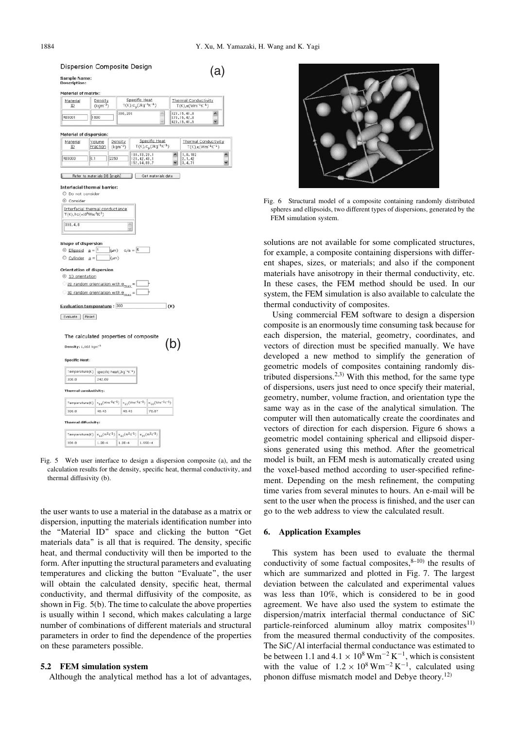Fig. 5 Web user interface to design a dispersion composite (a), and the calculation results for the density, specific heat, thermal conductivity, and thermal diffusivity (b).

the user wants to use a material in the database as a matrix or dispersion, inputting the materials identification number into the "Material ID" space and clicking the button "Get materials data" is all that is required. The density, specific heat, and thermal conductivity will then be imported to the form. After inputting the structural parameters and evaluating temperatures and clicking the button "Evaluate", the user will obtain the calculated density, specific heat, thermal conductivity, and thermal diffusivity of the composite, as shown in Fig. 5(b). The time to calculate the above properties is usually within 1 second, which makes calculating a large number of combinations of different materials and structural parameters in order to find the dependence of the properties on these parameters possible.

### 5.2 FEM simulation system

Although the analytical method has a lot of advantages, solutions are not available for some complicated structures, for example, a composite containing dispersions with different shapes, sizes, or materials; and also if the component materials have anisotropy in their thermal conductivity, etc. In these cases, the FEM method should be used. In our system, the FEM simulation is also available to calculate the thermal conductivity of composites.

Using commercial FEM software to design a dispersion composite is an enormously time consuming task because for each dispersion, the material, geometry, coordinates, and vectors of direction must be specified manually. We have developed a new method to simplify the generation of geometric models of composites containing randomly distributed dispersions.[2,3] With this method, for the same type of dispersions, users just need to once specify their material, geometry, number, volume fraction, and orientation type the same way as in the case of the analytical simulation. The computer will then automatically create the coordinates and vectors of direction for each dispersion. Figure 6 shows a geometric model containing spherical and ellipsoid dispersions generated using this method. After the geometrical model is built, an FEM mesh is automatically created using the voxel-based method according to user-specified refinement. Depending on the mesh refinement, the computing time varies from several minutes to hours. An e-mail will be sent to the user when the process is finished, and the user can go to the web address to view the calculated result.

Fig. 6 Structural model of a composite containing randomly distributed spheres and ellipsoids, two different types of dispersions, generated by the FEM simulation system.

## 6. Application Examples

This system has been used to evaluate the thermal conductivity of some factual composites,[8–10] the results of which are summarized and plotted in Fig. 7. The largest deviation between the calculated and experimental values was less than 10%, which is considered to be in good agreement. We have also used the system to estimate the dispersion/matrix interfacial thermal conductance of SiC particle-reinforced aluminum alloy matrix composites[11] from the measured thermal conductivity of the composites. The SiC/Al interfacial thermal conductance was estimated to be between 1.1 and $4.1 \times 10^8\,\mathrm{Wm^{-2}\,K^{-1}}$, which is consistent with the value of $1.2 \times 10^8\,\mathrm{Wm^{-2}\,K^{-1}}$, calculated using phonon diffuse mismatch model and Debye theory.[12]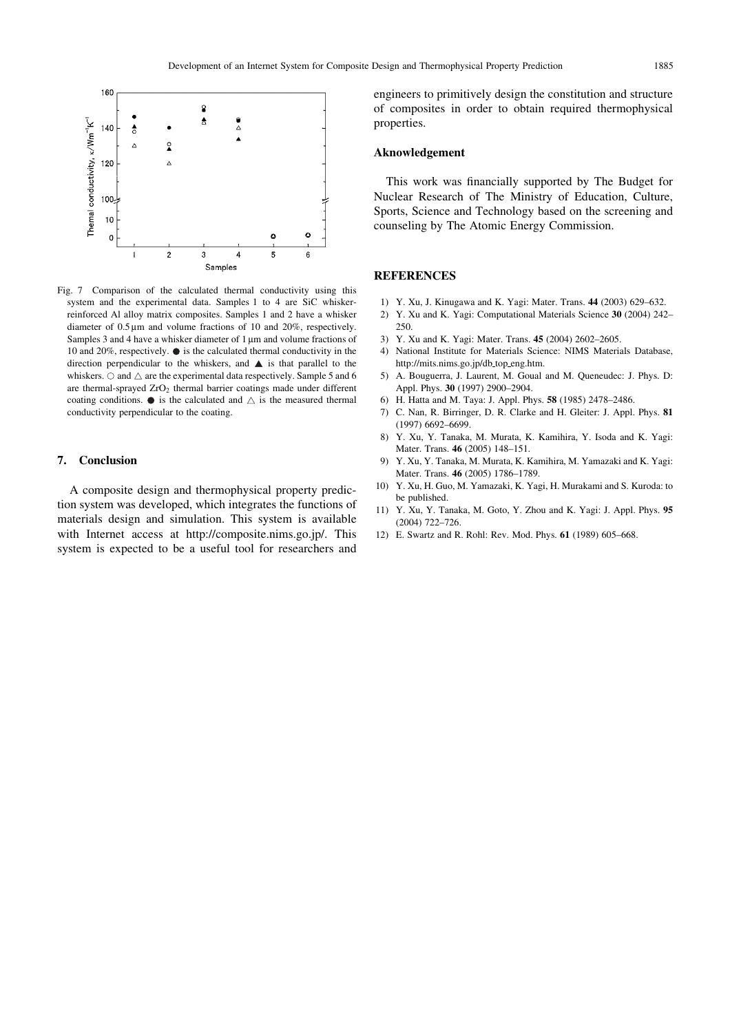160

140

120

100

10

0

Themal conductivity, $\kappa$/Wm$^{-1}$K$^{-1}$

1 2 3 4 5 6

Samples

Fig. 7 Comparison of the calculated thermal conductivity using this system and the experimental data. Samples 1 to 4 are SiC whisker-reinforced Al alloy matrix composites. Samples 1 and 2 have a whisker diameter of 0.5 µm and volume fractions of 10 and 20%, respectively. Samples 3 and 4 have a whisker diameter of 1 µm and volume fractions of 10 and 20%, respectively. ● is the calculated thermal conductivity in the direction perpendicular to the whiskers, and ▲ is that parallel to the whiskers. ○ and △ are the experimental data respectively. Sample 5 and 6 are thermal-sprayed $ZrO_2$ thermal barrier coatings made under different coating conditions. ● is the calculated and △ is the measured thermal conductivity perpendicular to the coating.

## 7. Conclusion

A composite design and thermophysical property prediction system was developed, which integrates the functions of materials design and simulation. This system is available with Internet access at http://composite.nims.go.jp/. This system is expected to be a useful tool for researchers and engineers to primitively design the constitution and structure of composites in order to obtain required thermophysical properties.

## Aknowledgement

This work was financially supported by The Budget for Nuclear Research of The Ministry of Education, Culture, Sports, Science and Technology based on the screening and counseling by The Atomic Energy Commission.

## REFERENCES

1) Y. Xu, J. Kinugawa and K. Yagi: Mater. Trans. **44** (2003) 629–632.
2) Y. Xu and K. Yagi: Computational Materials Science **30** (2004) 242–250.
3) Y. Xu and K. Yagi: Mater. Trans. **45** (2004) 2602–2605.
4) National Institute for Materials Science: NIMS Materials Database, http://mits.nims.go.jp/db_top_eng.htm.
5) A. Bouguerra, J. Laurent, M. Goual and M. Queneudec: J. Phys. D: Appl. Phys. **30** (1997) 2900–2904.
6) H. Hatta and M. Taya: J. Appl. Phys. **58** (1985) 2478–2486.
7) C. Nan, R. Birringer, D. R. Clarke and H. Gleiter: J. Appl. Phys. **81** (1997) 6692–6699.
8) Y. Xu, Y. Tanaka, M. Murata, K. Kamihira, Y. Isoda and K. Yagi: Mater. Trans. **46** (2005) 148–151.
9) Y. Xu, Y. Tanaka, M. Murata, K. Kamihira, M. Yamazaki and K. Yagi: Mater. Trans. **46** (2005) 1786–1789.
10) Y. Xu, H. Guo, M. Yamazaki, K. Yagi, H. Murakami and S. Kuroda: to be published.
11) Y. Xu, Y. Tanaka, M. Goto, Y. Zhou and K. Yagi: J. Appl. Phys. **95** (2004) 722–726.
12) E. Swartz and R. Rohl: Rev. Mod. Phys. **61** (1989) 605–668.